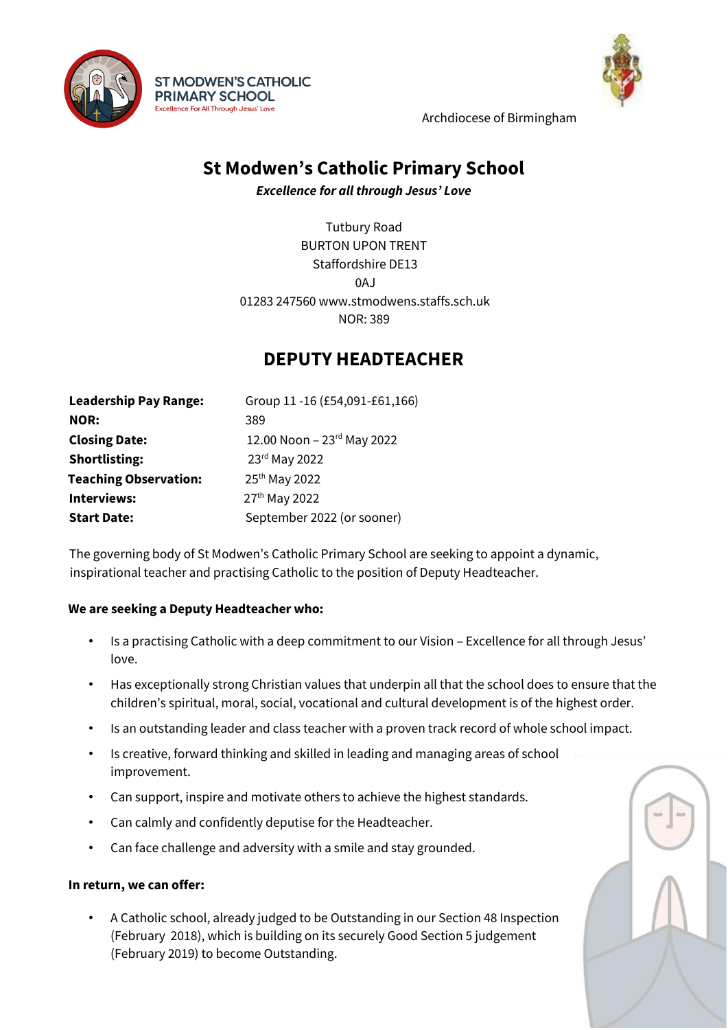ST MODWEN'S CATHOLIC PRIMARY SCHOOL
Excellence For All Through Jesus' Love

Archdiocese of Birmingham

# St Modwen's Catholic Primary School

***Excellence for all through Jesus' Love***

Tutbury Road
BURTON UPON TRENT
Staffordshire DE13
0AJ
01283 247560 www.stmodwens.staffs.sch.uk
NOR: 389

## DEPUTY HEADTEACHER

| | |
|---|---|
| **Leadership Pay Range:** | Group 11 -16 (£54,091-£61,166) |
| **NOR:** | 389 |
| **Closing Date:** | 12.00 Noon – 23rd May 2022 |
| **Shortlisting:** | 23rd May 2022 |
| **Teaching Observation:** | 25th May 2022 |
| **Interviews:** | 27th May 2022 |
| **Start Date:** | September 2022 (or sooner) |

The governing body of St Modwen's Catholic Primary School are seeking to appoint a dynamic, inspirational teacher and practising Catholic to the position of Deputy Headteacher.

**We are seeking a Deputy Headteacher who:**

- Is a practising Catholic with a deep commitment to our Vision – Excellence for all through Jesus' love.
- Has exceptionally strong Christian values that underpin all that the school does to ensure that the children's spiritual, moral, social, vocational and cultural development is of the highest order.
- Is an outstanding leader and class teacher with a proven track record of whole school impact.
- Is creative, forward thinking and skilled in leading and managing areas of school improvement.
- Can support, inspire and motivate others to achieve the highest standards.
- Can calmly and confidently deputise for the Headteacher.
- Can face challenge and adversity with a smile and stay grounded.

**In return, we can offer:**

- A Catholic school, already judged to be Outstanding in our Section 48 Inspection (February 2018), which is building on its securely Good Section 5 judgement (February 2019) to become Outstanding.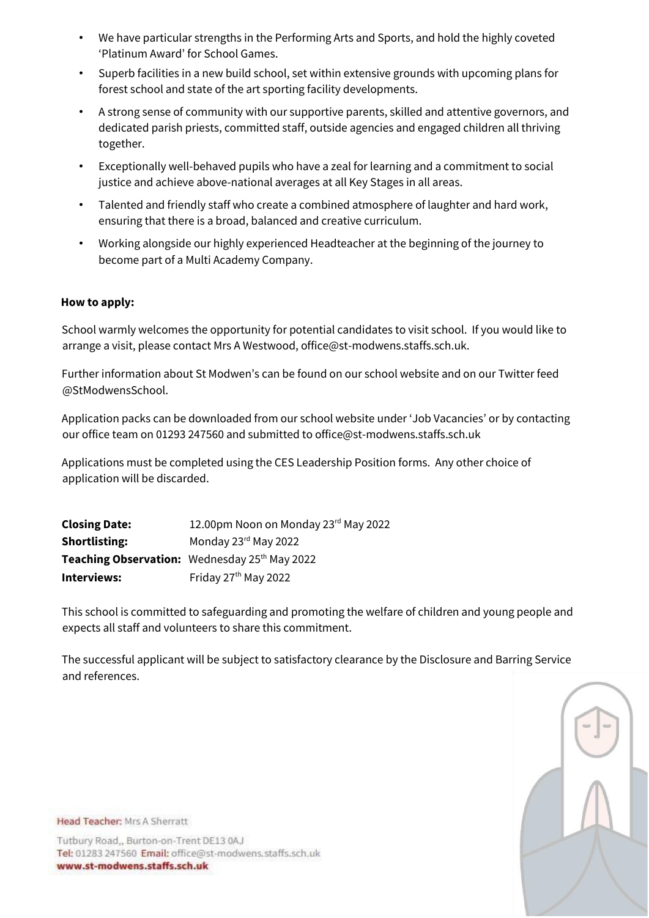- We have particular strengths in the Performing Arts and Sports, and hold the highly coveted 'Platinum Award' for School Games.
- Superb facilities in a new build school, set within extensive grounds with upcoming plans for forest school and state of the art sporting facility developments.
- A strong sense of community with our supportive parents, skilled and attentive governors, and dedicated parish priests, committed staff, outside agencies and engaged children all thriving together.
- Exceptionally well-behaved pupils who have a zeal for learning and a commitment to social justice and achieve above-national averages at all Key Stages in all areas.
- Talented and friendly staff who create a combined atmosphere of laughter and hard work, ensuring that there is a broad, balanced and creative curriculum.
- Working alongside our highly experienced Headteacher at the beginning of the journey to become part of a Multi Academy Company.

**How to apply:**

School warmly welcomes the opportunity for potential candidates to visit school. If you would like to arrange a visit, please contact Mrs A Westwood, office@st-modwens.staffs.sch.uk.

Further information about St Modwen's can be found on our school website and on our Twitter feed @StModwensSchool.

Application packs can be downloaded from our school website under 'Job Vacancies' or by contacting our office team on 01293 247560 and submitted to office@st-modwens.staffs.sch.uk

Applications must be completed using the CES Leadership Position forms. Any other choice of application will be discarded.

| | |
|---|---|
| **Closing Date:** | 12.00pm Noon on Monday 23rd May 2022 |
| **Shortlisting:** | Monday 23rd May 2022 |
| **Teaching Observation:** | Wednesday 25th May 2022 |
| **Interviews:** | Friday 27th May 2022 |

This school is committed to safeguarding and promoting the welfare of children and young people and expects all staff and volunteers to share this commitment.

The successful applicant will be subject to satisfactory clearance by the Disclosure and Barring Service and references.

Head Teacher: Mrs A Sherratt

Tutbury Road,, Burton-on-Trent DE13 0AJ
Tel: 01283 247560 Email: office@st-modwens.staffs.sch.uk
**www.st-modwens.staffs.sch.uk**